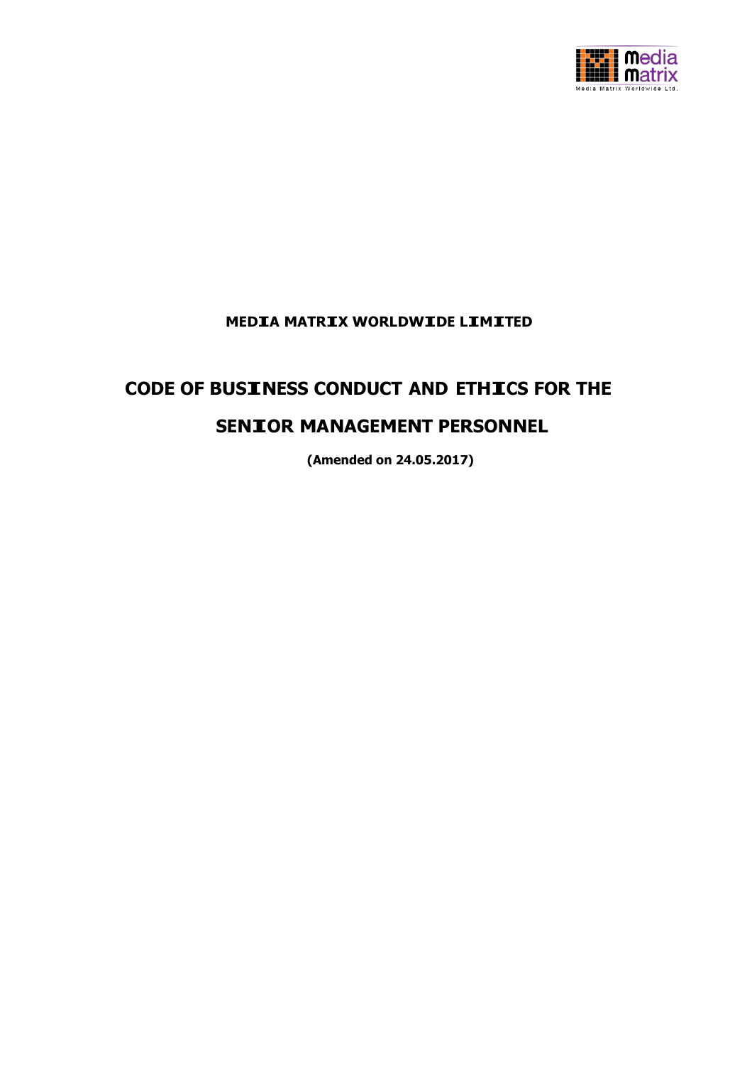**MEDIA MATRIX WORLDWIDE LIMITED**

# CODE OF BUSINESS CONDUCT AND ETHICS FOR THE SENIOR MANAGEMENT PERSONNEL

**(Amended on 24.05.2017)**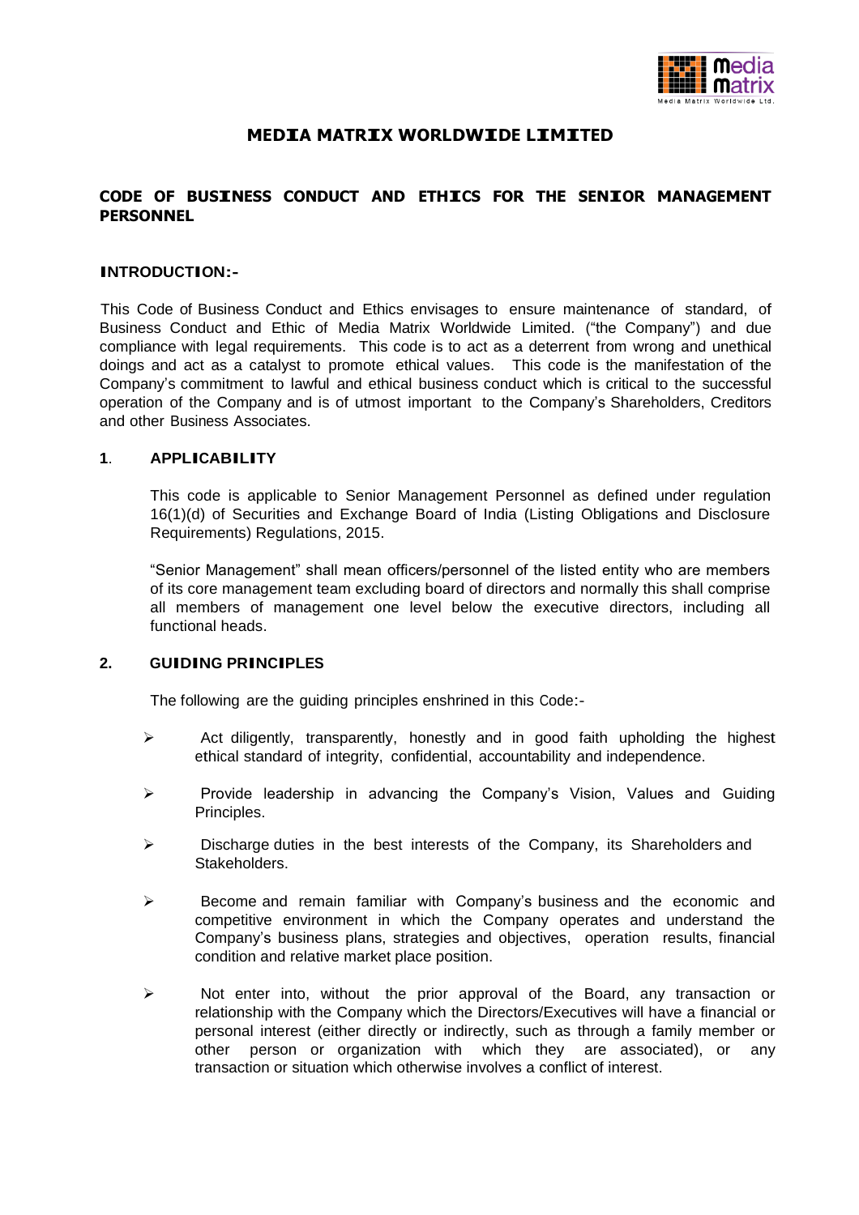# MEDIA MATRIX WORLDWIDE LIMITED

## CODE OF BUSINESS CONDUCT AND ETHICS FOR THE SENIOR MANAGEMENT PERSONNEL

### INTRODUCTION:-

This Code of Business Conduct and Ethics envisages to ensure maintenance of standard, of Business Conduct and Ethic of Media Matrix Worldwide Limited. ("the Company") and due compliance with legal requirements. This code is to act as a deterrent from wrong and unethical doings and act as a catalyst to promote ethical values. This code is the manifestation of the Company's commitment to lawful and ethical business conduct which is critical to the successful operation of the Company and is of utmost important to the Company's Shareholders, Creditors and other Business Associates.

### 1. APPLICABILITY

This code is applicable to Senior Management Personnel as defined under regulation 16(1)(d) of Securities and Exchange Board of India (Listing Obligations and Disclosure Requirements) Regulations, 2015.

"Senior Management" shall mean officers/personnel of the listed entity who are members of its core management team excluding board of directors and normally this shall comprise all members of management one level below the executive directors, including all functional heads.

### 2. GUIDING PRINCIPLES

The following are the guiding principles enshrined in this Code:-

- Act diligently, transparently, honestly and in good faith upholding the highest ethical standard of integrity, confidential, accountability and independence.
- Provide leadership in advancing the Company's Vision, Values and Guiding Principles.
- Discharge duties in the best interests of the Company, its Shareholders and Stakeholders.
- Become and remain familiar with Company's business and the economic and competitive environment in which the Company operates and understand the Company's business plans, strategies and objectives, operation results, financial condition and relative market place position.
- Not enter into, without the prior approval of the Board, any transaction or relationship with the Company which the Directors/Executives will have a financial or personal interest (either directly or indirectly, such as through a family member or other person or organization with which they are associated), or any transaction or situation which otherwise involves a conflict of interest.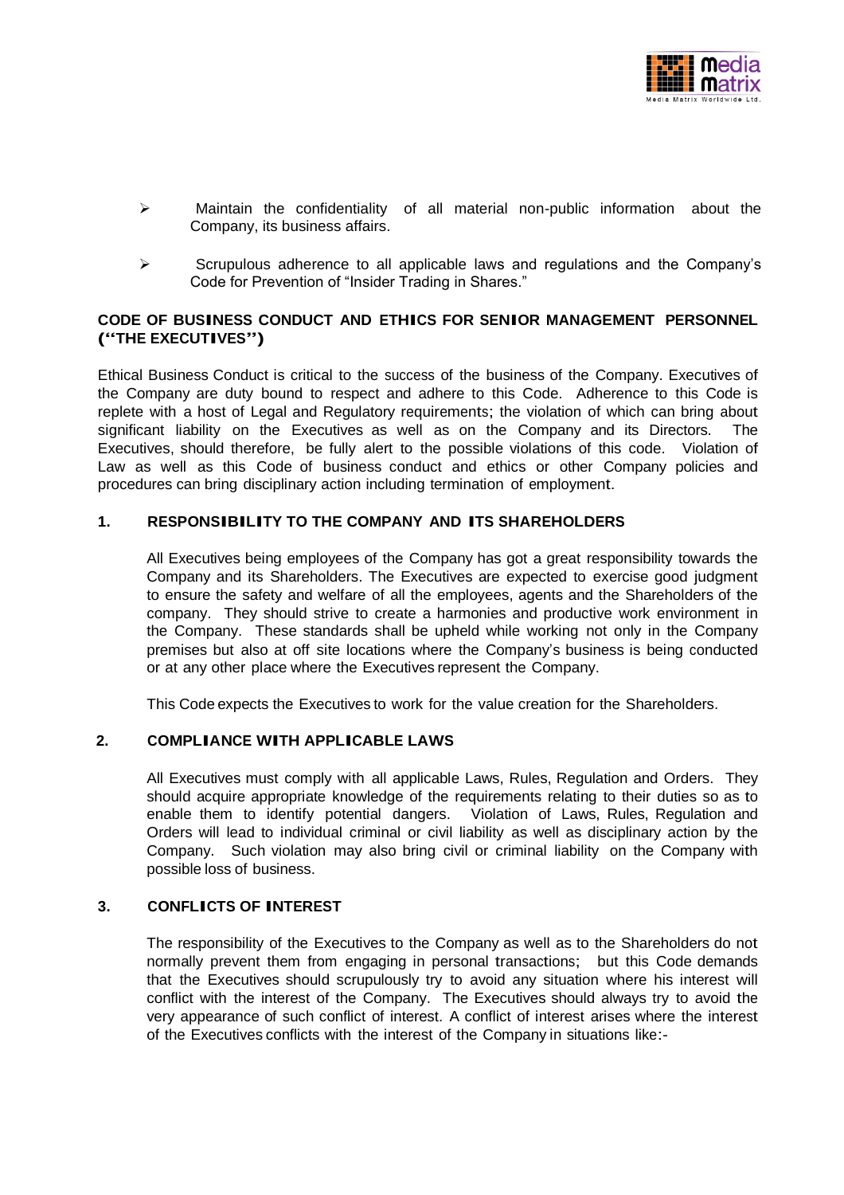- Maintain the confidentiality of all material non-public information about the Company, its business affairs.

- Scrupulous adherence to all applicable laws and regulations and the Company's Code for Prevention of "Insider Trading in Shares."

## CODE OF BUSINESS CONDUCT AND ETHICS FOR SENIOR MANAGEMENT PERSONNEL ("THE EXECUTIVES")

Ethical Business Conduct is critical to the success of the business of the Company. Executives of the Company are duty bound to respect and adhere to this Code. Adherence to this Code is replete with a host of Legal and Regulatory requirements; the violation of which can bring about significant liability on the Executives as well as on the Company and its Directors. The Executives, should therefore, be fully alert to the possible violations of this code. Violation of Law as well as this Code of business conduct and ethics or other Company policies and procedures can bring disciplinary action including termination of employment.

### 1. RESPONSIBILITY TO THE COMPANY AND ITS SHAREHOLDERS

All Executives being employees of the Company has got a great responsibility towards the Company and its Shareholders. The Executives are expected to exercise good judgment to ensure the safety and welfare of all the employees, agents and the Shareholders of the company. They should strive to create a harmonies and productive work environment in the Company. These standards shall be upheld while working not only in the Company premises but also at off site locations where the Company's business is being conducted or at any other place where the Executives represent the Company.

This Code expects the Executives to work for the value creation for the Shareholders.

### 2. COMPLIANCE WITH APPLICABLE LAWS

All Executives must comply with all applicable Laws, Rules, Regulation and Orders. They should acquire appropriate knowledge of the requirements relating to their duties so as to enable them to identify potential dangers. Violation of Laws, Rules, Regulation and Orders will lead to individual criminal or civil liability as well as disciplinary action by the Company. Such violation may also bring civil or criminal liability on the Company with possible loss of business.

### 3. CONFLICTS OF INTEREST

The responsibility of the Executives to the Company as well as to the Shareholders do not normally prevent them from engaging in personal transactions; but this Code demands that the Executives should scrupulously try to avoid any situation where his interest will conflict with the interest of the Company. The Executives should always try to avoid the very appearance of such conflict of interest. A conflict of interest arises where the interest of the Executives conflicts with the interest of the Company in situations like:-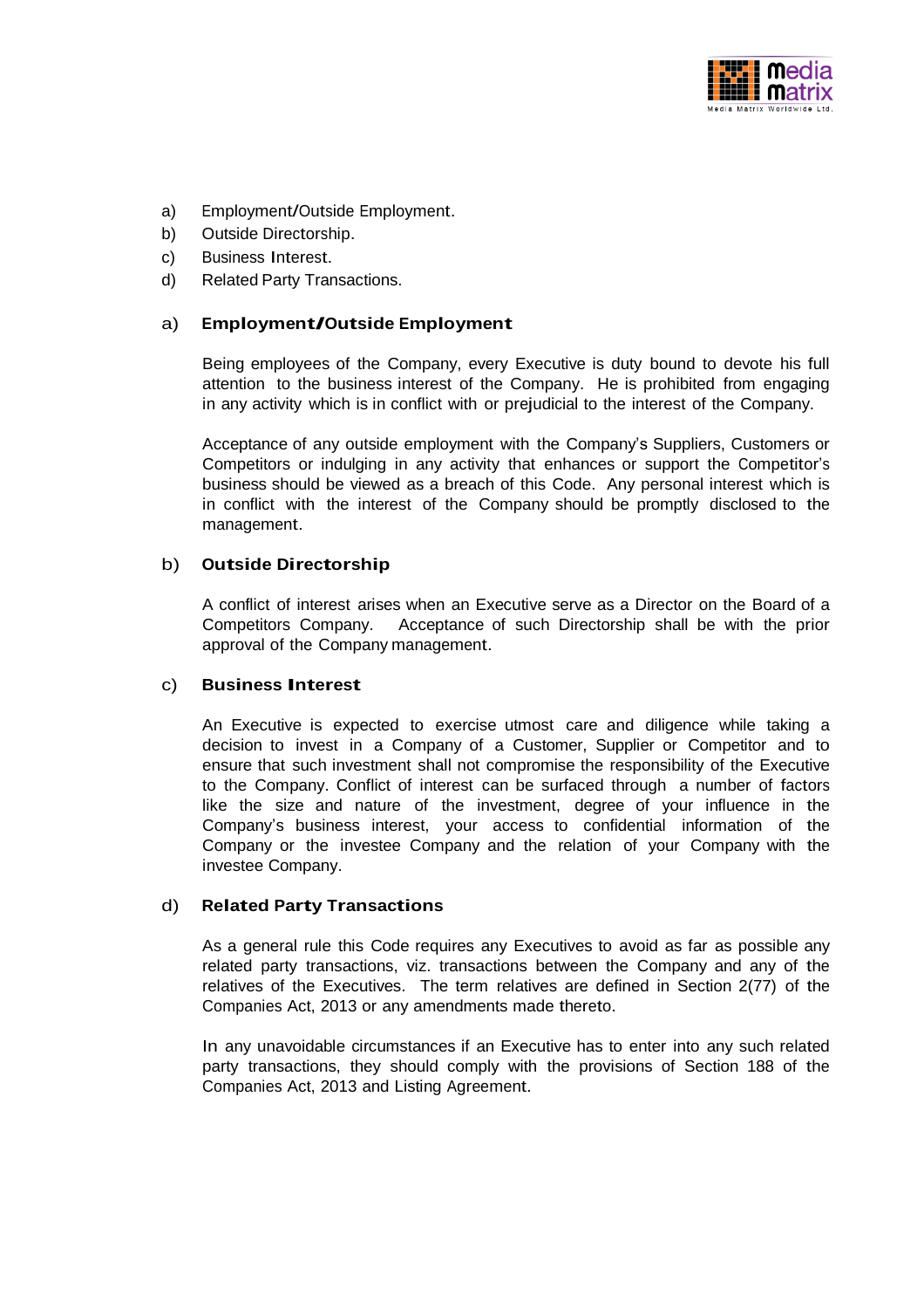a) Employment/Outside Employment.
b) Outside Directorship.
c) Business Interest.
d) Related Party Transactions.

### a) Employment/Outside Employment

Being employees of the Company, every Executive is duty bound to devote his full attention to the business interest of the Company. He is prohibited from engaging in any activity which is in conflict with or prejudicial to the interest of the Company.

Acceptance of any outside employment with the Company's Suppliers, Customers or Competitors or indulging in any activity that enhances or support the Competitor's business should be viewed as a breach of this Code. Any personal interest which is in conflict with the interest of the Company should be promptly disclosed to the management.

### b) Outside Directorship

A conflict of interest arises when an Executive serve as a Director on the Board of a Competitors Company. Acceptance of such Directorship shall be with the prior approval of the Company management.

### c) Business Interest

An Executive is expected to exercise utmost care and diligence while taking a decision to invest in a Company of a Customer, Supplier or Competitor and to ensure that such investment shall not compromise the responsibility of the Executive to the Company. Conflict of interest can be surfaced through a number of factors like the size and nature of the investment, degree of your influence in the Company's business interest, your access to confidential information of the Company or the investee Company and the relation of your Company with the investee Company.

### d) Related Party Transactions

As a general rule this Code requires any Executives to avoid as far as possible any related party transactions, viz. transactions between the Company and any of the relatives of the Executives. The term relatives are defined in Section 2(77) of the Companies Act, 2013 or any amendments made thereto.

In any unavoidable circumstances if an Executive has to enter into any such related party transactions, they should comply with the provisions of Section 188 of the Companies Act, 2013 and Listing Agreement.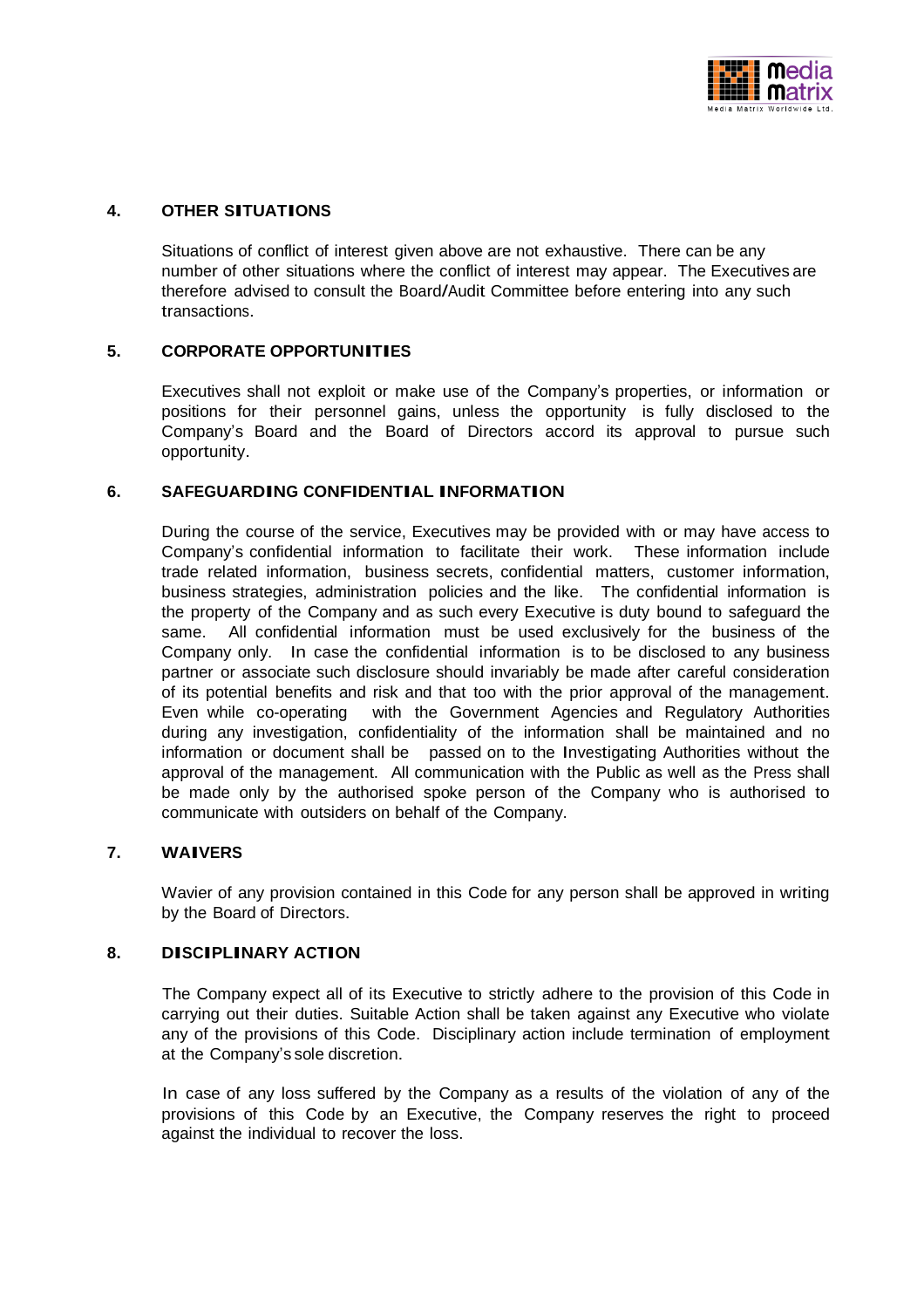## 4. OTHER SITUATIONS

Situations of conflict of interest given above are not exhaustive. There can be any number of other situations where the conflict of interest may appear. The Executives are therefore advised to consult the Board/Audit Committee before entering into any such transactions.

## 5. CORPORATE OPPORTUNITIES

Executives shall not exploit or make use of the Company's properties, or information or positions for their personnel gains, unless the opportunity is fully disclosed to the Company's Board and the Board of Directors accord its approval to pursue such opportunity.

## 6. SAFEGUARDING CONFIDENTIAL INFORMATION

During the course of the service, Executives may be provided with or may have access to Company's confidential information to facilitate their work. These information include trade related information, business secrets, confidential matters, customer information, business strategies, administration policies and the like. The confidential information is the property of the Company and as such every Executive is duty bound to safeguard the same. All confidential information must be used exclusively for the business of the Company only. In case the confidential information is to be disclosed to any business partner or associate such disclosure should invariably be made after careful consideration of its potential benefits and risk and that too with the prior approval of the management. Even while co-operating with the Government Agencies and Regulatory Authorities during any investigation, confidentiality of the information shall be maintained and no information or document shall be passed on to the Investigating Authorities without the approval of the management. All communication with the Public as well as the Press shall be made only by the authorised spoke person of the Company who is authorised to communicate with outsiders on behalf of the Company.

## 7. WAIVERS

Wavier of any provision contained in this Code for any person shall be approved in writing by the Board of Directors.

## 8. DISCIPLINARY ACTION

The Company expect all of its Executive to strictly adhere to the provision of this Code in carrying out their duties. Suitable Action shall be taken against any Executive who violate any of the provisions of this Code. Disciplinary action include termination of employment at the Company's sole discretion.

In case of any loss suffered by the Company as a results of the violation of any of the provisions of this Code by an Executive, the Company reserves the right to proceed against the individual to recover the loss.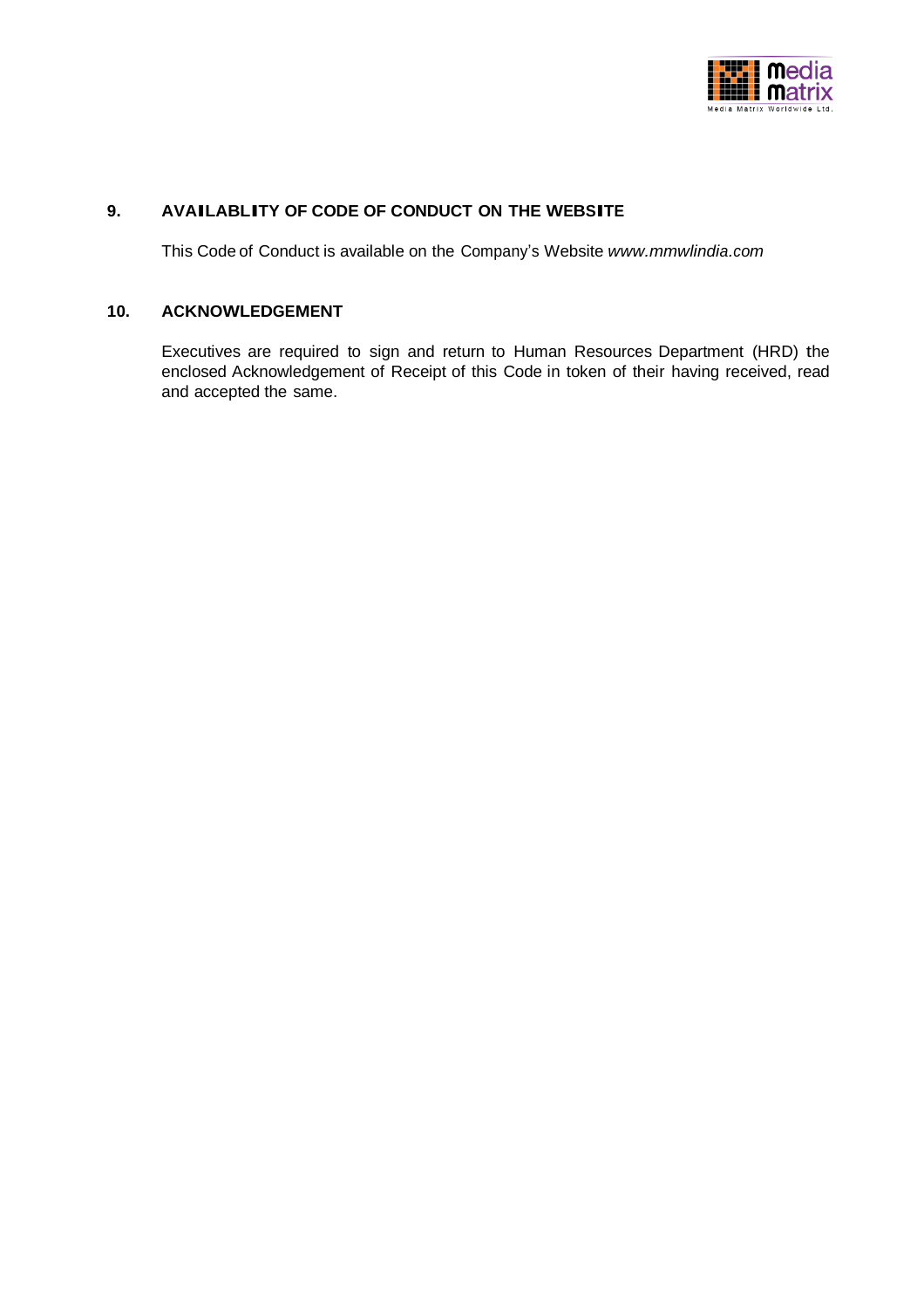## 9. AVAILABLITY OF CODE OF CONDUCT ON THE WEBSITE

This Code of Conduct is available on the Company's Website *www.mmwlindia.com*

## 10. ACKNOWLEDGEMENT

Executives are required to sign and return to Human Resources Department (HRD) the enclosed Acknowledgement of Receipt of this Code in token of their having received, read and accepted the same.